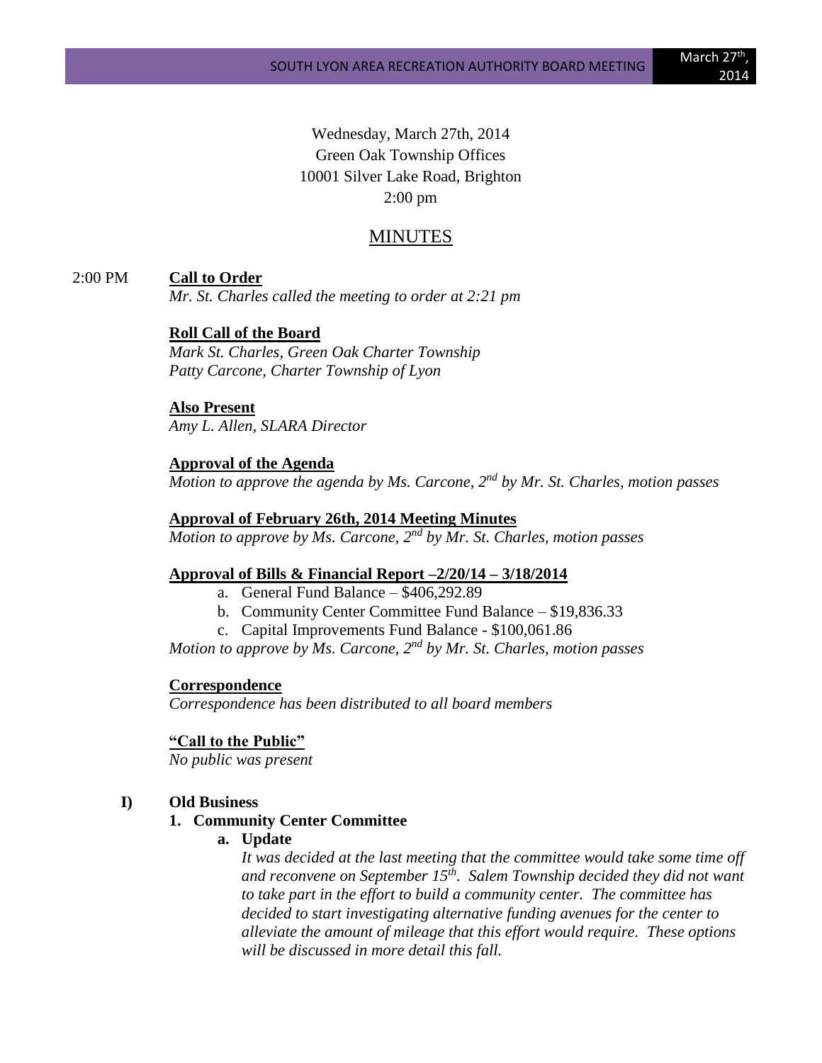Wednesday, March 27th, 2014
Green Oak Township Offices
10001 Silver Lake Road, Brighton
2:00 pm

# MINUTES

2:00 PM **Call to Order**

*Mr. St. Charles called the meeting to order at 2:21 pm*

**Roll Call of the Board**

*Mark St. Charles, Green Oak Charter Township*
*Patty Carcone, Charter Township of Lyon*

**Also Present**

*Amy L. Allen, SLARA Director*

**Approval of the Agenda**

*Motion to approve the agenda by Ms. Carcone, 2nd by Mr. St. Charles, motion passes*

**Approval of February 26th, 2014 Meeting Minutes**

*Motion to approve by Ms. Carcone, 2nd by Mr. St. Charles, motion passes*

**Approval of Bills & Financial Report –2/20/14 – 3/18/2014**

a. General Fund Balance – $406,292.89
b. Community Center Committee Fund Balance – $19,836.33
c. Capital Improvements Fund Balance - $100,061.86

*Motion to approve by Ms. Carcone, 2nd by Mr. St. Charles, motion passes*

**Correspondence**

*Correspondence has been distributed to all board members*

**"Call to the Public"**

*No public was present*

## I) Old Business

### 1. Community Center Committee

**a. Update**

*It was decided at the last meeting that the committee would take some time off and reconvene on September 15th. Salem Township decided they did not want to take part in the effort to build a community center. The committee has decided to start investigating alternative funding avenues for the center to alleviate the amount of mileage that this effort would require. These options will be discussed in more detail this fall.*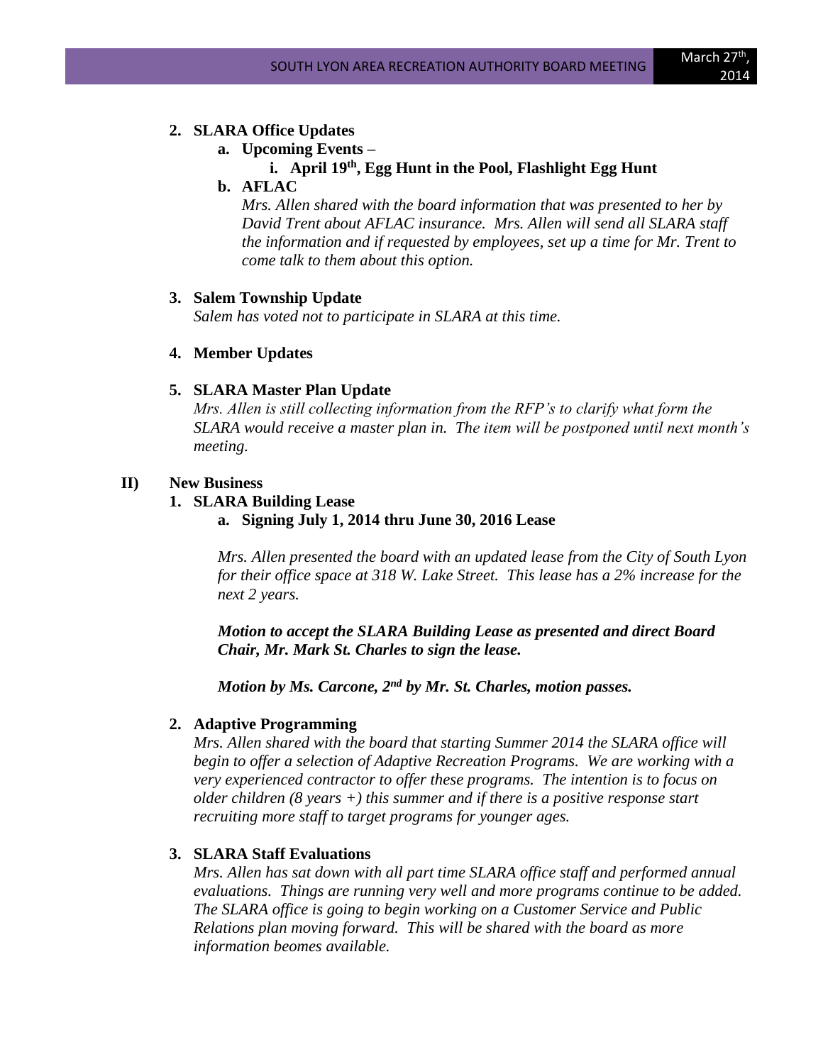2. **SLARA Office Updates**
    a. **Upcoming Events –**
        i. **April 19th, Egg Hunt in the Pool, Flashlight Egg Hunt**
    b. **AFLAC**

       *Mrs. Allen shared with the board information that was presented to her by David Trent about AFLAC insurance. Mrs. Allen will send all SLARA staff the information and if requested by employees, set up a time for Mr. Trent to come talk to them about this option.*

3. **Salem Township Update**

   *Salem has voted not to participate in SLARA at this time.*

4. **Member Updates**

5. **SLARA Master Plan Update**

   *Mrs. Allen is still collecting information from the RFP's to clarify what form the SLARA would receive a master plan in. The item will be postponed until next month's meeting.*

**II) New Business**

1. **SLARA Building Lease**
    a. **Signing July 1, 2014 thru June 30, 2016 Lease**

       *Mrs. Allen presented the board with an updated lease from the City of South Lyon for their office space at 318 W. Lake Street. This lease has a 2% increase for the next 2 years.*

       ***Motion to accept the SLARA Building Lease as presented and direct Board Chair, Mr. Mark St. Charles to sign the lease.***

       ***Motion by Ms. Carcone, 2nd by Mr. St. Charles, motion passes.***

2. **Adaptive Programming**

   *Mrs. Allen shared with the board that starting Summer 2014 the SLARA office will begin to offer a selection of Adaptive Recreation Programs. We are working with a very experienced contractor to offer these programs. The intention is to focus on older children (8 years +) this summer and if there is a positive response start recruiting more staff to target programs for younger ages.*

3. **SLARA Staff Evaluations**

   *Mrs. Allen has sat down with all part time SLARA office staff and performed annual evaluations. Things are running very well and more programs continue to be added. The SLARA office is going to begin working on a Customer Service and Public Relations plan moving forward. This will be shared with the board as more information beomes available.*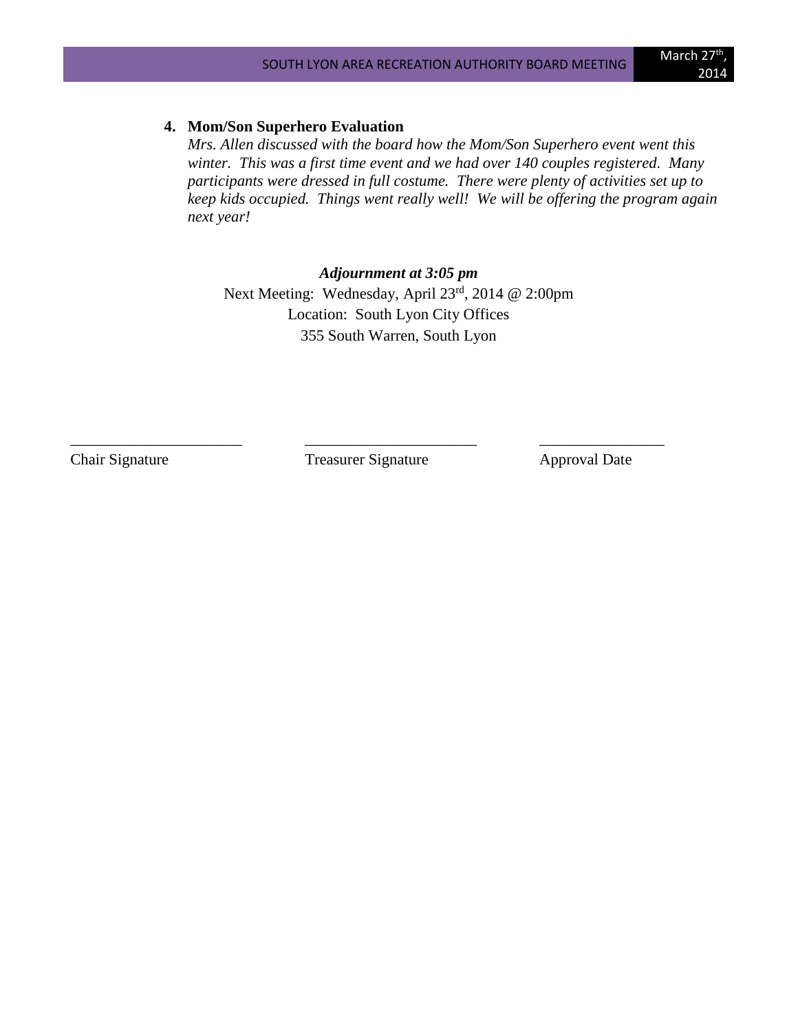4. **Mom/Son Superhero Evaluation**

   *Mrs. Allen discussed with the board how the Mom/Son Superhero event went this winter. This was a first time event and we had over 140 couples registered. Many participants were dressed in full costume. There were plenty of activities set up to keep kids occupied. Things went really well! We will be offering the program again next year!*

***Adjournment at 3:05 pm***

Next Meeting: Wednesday, April 23rd, 2014 @ 2:00pm

Location: South Lyon City Offices

355 South Warren, South Lyon

| | | |
|---|---|---|
| ______________________ | ______________________ | ________________ |
| Chair Signature | Treasurer Signature | Approval Date |